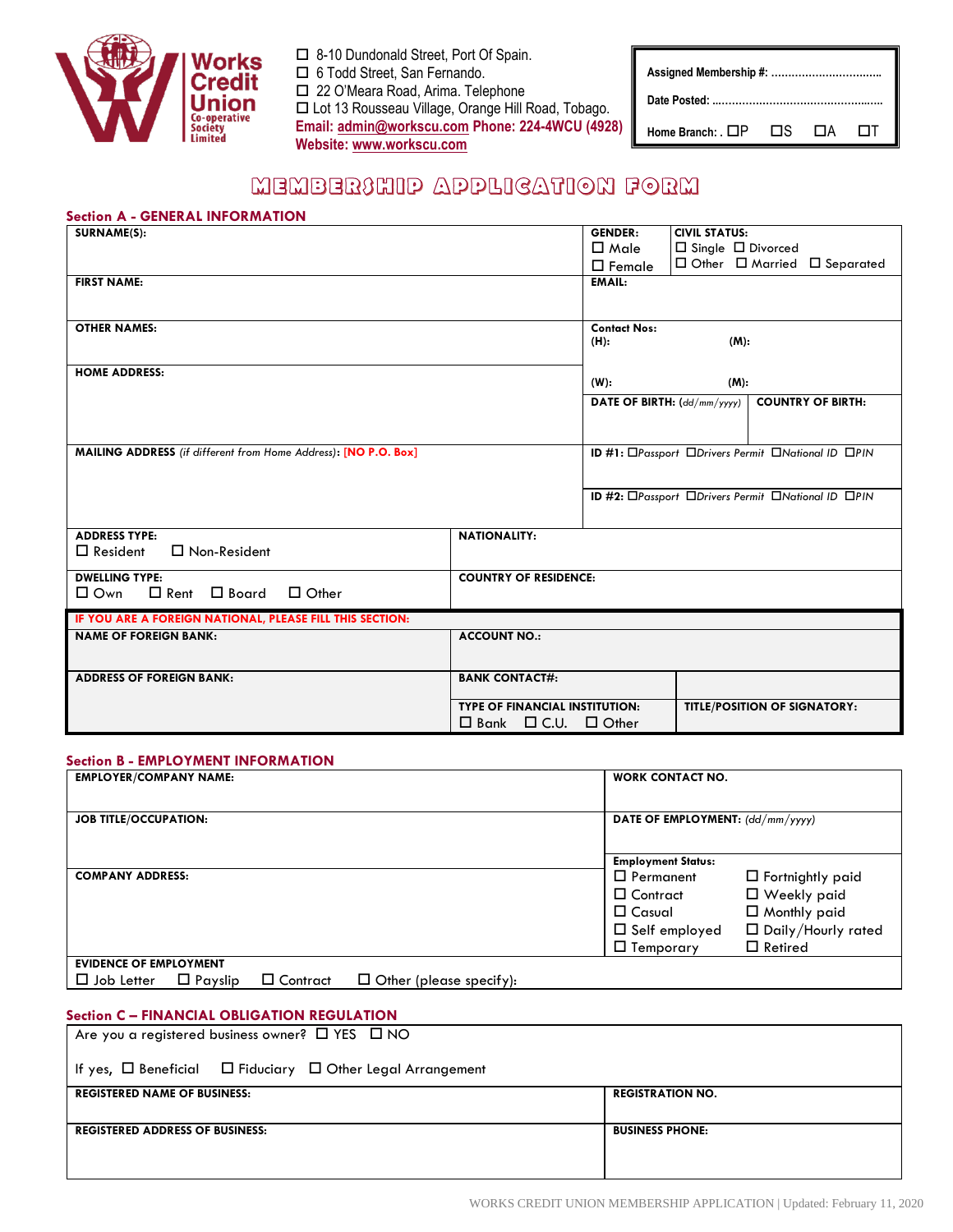Works Credit Union Co-operative Society Limited

☐ 8-10 Dundonald Street, Port Of Spain.
☐ 6 Todd Street, San Fernando.
☐ 22 O'Meara Road, Arima. Telephone
☐ Lot 13 Rousseau Village, Orange Hill Road, Tobago.
**Email: admin@workscu.com Phone: 224-4WCU (4928)**
**Website: www.workscu.com**

| Assigned Membership #: ................................ |
|---|
| Date Posted: .................................................. |
| Home Branch: . ☐P ☐S ☐A ☐T |

# MEMBERSHIP APPLICATION FORM

## Section A - GENERAL INFORMATION

| | | |
|---|---|---|
| **SURNAME(S):** | **GENDER:** ☐ Male ☐ Female | **CIVIL STATUS:** ☐ Single ☐ Divorced ☐ Other ☐ Married ☐ Separated |
| **FIRST NAME:** | **EMAIL:** | |
| **OTHER NAMES:** | **Contact Nos:** (H): (M): | |
| **HOME ADDRESS:** | (W): (M): | |
| | **DATE OF BIRTH:** *(dd/mm/yyyy)* | **COUNTRY OF BIRTH:** |
| **MAILING ADDRESS** *(if different from Home Address)*: **[NO P.O. Box]** | **ID #1:** ☐*Passport* ☐*Drivers Permit* ☐*National ID* ☐*PIN* | |
| | **ID #2:** ☐*Passport* ☐*Drivers Permit* ☐*National ID* ☐*PIN* | |

| | |
|---|---|
| **ADDRESS TYPE:** ☐ Resident ☐ Non-Resident | **NATIONALITY:** |
| **DWELLING TYPE:** ☐ Own ☐ Rent ☐ Board ☐ Other | **COUNTRY OF RESIDENCE:** |

**IF YOU ARE A FOREIGN NATIONAL, PLEASE FILL THIS SECTION:**

| | | |
|---|---|---|
| **NAME OF FOREIGN BANK:** | **ACCOUNT NO.:** | |
| **ADDRESS OF FOREIGN BANK:** | **BANK CONTACT#:** | |
| | **TYPE OF FINANCIAL INSTITUTION:** ☐ Bank ☐ C.U. ☐ Other | **TITLE/POSITION OF SIGNATORY:** |

## Section B - EMPLOYMENT INFORMATION

| | |
|---|---|
| **EMPLOYER/COMPANY NAME:** | **WORK CONTACT NO.** |
| **JOB TITLE/OCCUPATION:** | **DATE OF EMPLOYMENT:** *(dd/mm/yyyy)* |
| **COMPANY ADDRESS:** | **Employment Status:** ☐ Permanent ☐ Contract ☐ Casual ☐ Self employed ☐ Temporary ☐ Fortnightly paid ☐ Weekly paid ☐ Monthly paid ☐ Daily/Hourly rated ☐ Retired |
| **EVIDENCE OF EMPLOYMENT** ☐ Job Letter ☐ Payslip ☐ Contract ☐ Other (please specify): | |

## Section C – FINANCIAL OBLIGATION REGULATION

Are you a registered business owner? ☐ YES ☐ NO

If yes, ☐ Beneficial ☐ Fiduciary ☐ Other Legal Arrangement

| | |
|---|---|
| **REGISTERED NAME OF BUSINESS:** | **REGISTRATION NO.** |
| **REGISTERED ADDRESS OF BUSINESS:** | **BUSINESS PHONE:** |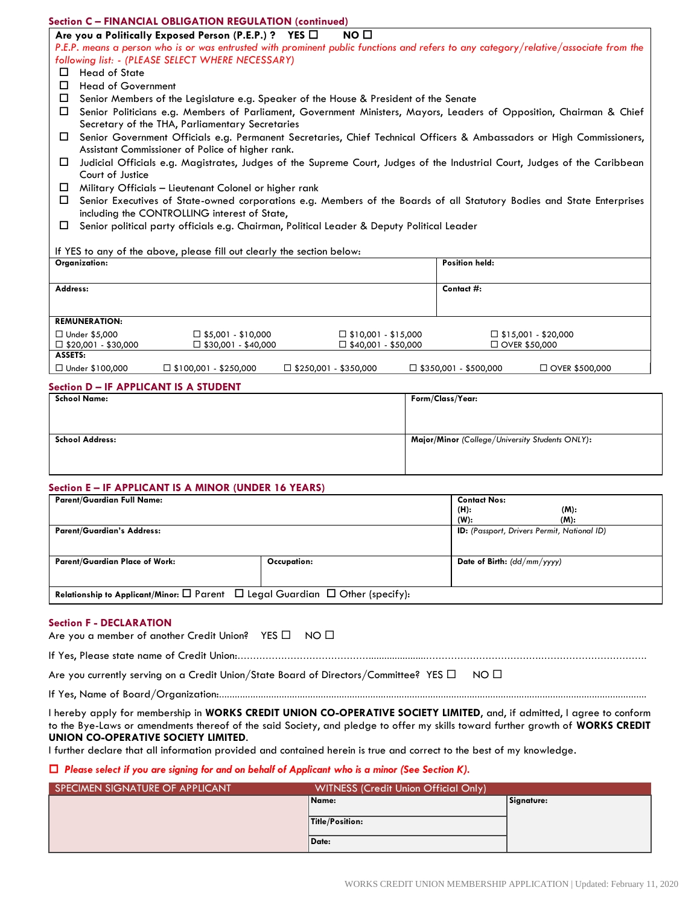## Section C – FINANCIAL OBLIGATION REGULATION (continued)

**Are you a Politically Exposed Person (P.E.P.) ?** **YES** ☐ **NO** ☐

*P.E.P. means a person who is or was entrusted with prominent public functions and refers to any category/relative/associate from the following list: - (PLEASE SELECT WHERE NECESSARY)*

- ☐ Head of State
- ☐ Head of Government
- ☐ Senior Members of the Legislature e.g. Speaker of the House & President of the Senate
- ☐ Senior Politicians e.g. Members of Parliament, Government Ministers, Mayors, Leaders of Opposition, Chairman & Chief Secretary of the THA, Parliamentary Secretaries
- ☐ Senior Government Officials e.g. Permanent Secretaries, Chief Technical Officers & Ambassadors or High Commissioners, Assistant Commissioner of Police of higher rank.
- ☐ Judicial Officials e.g. Magistrates, Judges of the Supreme Court, Judges of the Industrial Court, Judges of the Caribbean Court of Justice
- ☐ Military Officials – Lieutenant Colonel or higher rank
- ☐ Senior Executives of State-owned corporations e.g. Members of the Boards of all Statutory Bodies and State Enterprises including the CONTROLLING interest of State,
- ☐ Senior political party officials e.g. Chairman, Political Leader & Deputy Political Leader

If YES to any of the above, please fill out clearly the section below:

| **Organization:** | **Position held:** |
|---|---|
| **Address:** | **Contact #:** |

**REMUNERATION:**

| | | | |
|---|---|---|---|
| ☐ Under $5,000 | ☐ $5,001 - $10,000 | ☐ $10,001 - $15,000 | ☐ $15,001 - $20,000 |
| ☐ $20,001 - $30,000 | ☐ $30,001 - $40,000 | ☐ $40,001 - $50,000 | ☐ OVER $50,000 |

**ASSETS:**

| | | | | |
|---|---|---|---|---|
| ☐ Under $100,000 | ☐ $100,001 - $250,000 | ☐ $250,001 - $350,000 | ☐ $350,001 - $500,000 | ☐ OVER $500,000 |

## Section D – IF APPLICANT IS A STUDENT

| **School Name:** | **Form/Class/Year:** |
|---|---|
| **School Address:** | **Major/Minor** *(College/University Students ONLY)*: |

## Section E – IF APPLICANT IS A MINOR (UNDER 16 YEARS)

| **Parent/Guardian Full Name:** | | **Contact Nos:** **(H):** **(M):** **(W):** **(M):** |
|---|---|---|
| **Parent/Guardian's Address:** | | **ID:** *(Passport, Drivers Permit, National ID)* |
| **Parent/Guardian Place of Work:** | **Occupation:** | **Date of Birth:** *(dd/mm/yyyy)* |
| **Relationship to Applicant/Minor:** ☐ Parent ☐ Legal Guardian ☐ Other (specify): | | |

## Section F - DECLARATION

Are you a member of another Credit Union? YES ☐ NO ☐

If Yes, Please state name of Credit Union:…………………………………………………………………………………………………

Are you currently serving on a Credit Union/State Board of Directors/Committee? YES ☐ NO ☐

If Yes, Name of Board/Organization:…………………………………………………………………………………………………

I hereby apply for membership in **WORKS CREDIT UNION CO-OPERATIVE SOCIETY LIMITED**, and, if admitted, I agree to conform to the Bye-Laws or amendments thereof of the said Society, and pledge to offer my skills toward further growth of **WORKS CREDIT UNION CO-OPERATIVE SOCIETY LIMITED**.

I further declare that all information provided and contained herein is true and correct to the best of my knowledge.

☐ ***Please select if you are signing for and on behalf of Applicant who is a minor (See Section K).***

| SPECIMEN SIGNATURE OF APPLICANT | WITNESS (Credit Union Official Only) | |
|---|---|---|
| | **Name:** | **Signature:** |
| | **Title/Position:** | |
| | **Date:** | |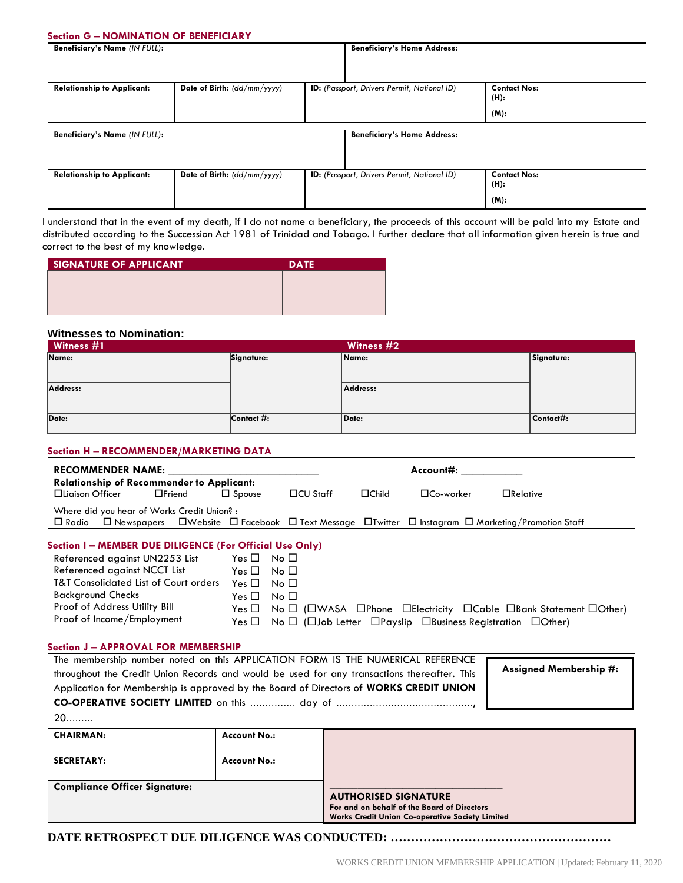## Section G – NOMINATION OF BENEFICIARY

| **Beneficiary's Name** *(IN FULL)*: | | | **Beneficiary's Home Address:** |
|---|---|---|---|
| **Relationship to Applicant:** | **Date of Birth:** *(dd/mm/yyyy)* | **ID:** *(Passport, Drivers Permit, National ID)* | **Contact Nos:** **(H):** **(M):** |

| **Beneficiary's Name** *(IN FULL)*: | | | **Beneficiary's Home Address:** |
|---|---|---|---|
| **Relationship to Applicant:** | **Date of Birth:** *(dd/mm/yyyy)* | **ID:** *(Passport, Drivers Permit, National ID)* | **Contact Nos:** **(H):** **(M):** |

I understand that in the event of my death, if I do not name a beneficiary, the proceeds of this account will be paid into my Estate and distributed according to the Succession Act 1981 of Trinidad and Tobago. I further declare that all information given herein is true and correct to the best of my knowledge.

| SIGNATURE OF APPLICANT | DATE |
|---|---|
| | |

### Witnesses to Nomination:

| Witness #1 | | Witness #2 | |
|---|---|---|---|
| **Name:** | **Signature:** | **Name:** | **Signature:** |
| **Address:** | | **Address:** | |
| **Date:** | **Contact #:** | **Date:** | **Contact#:** |

## Section H – RECOMMENDER/MARKETING DATA

**RECOMMENDER NAME:** ___________________________ **Account#:** ___________

**Relationship of Recommender to Applicant:**
☐Liaison Officer ☐Friend ☐ Spouse ☐CU Staff ☐Child ☐Co-worker ☐Relative

Where did you hear of Works Credit Union? :
☐ Radio ☐ Newspapers ☐Website ☐ Facebook ☐ Text Message ☐Twitter ☐ Instagram ☐ Marketing/Promotion Staff

## Section I – MEMBER DUE DILIGENCE (For Official Use Only)

| | |
|---|---|
| Referenced against UN2253 List | Yes ☐ No ☐ |
| Referenced against NCCT List | Yes ☐ No ☐ |
| T&T Consolidated List of Court orders | Yes ☐ No ☐ |
| Background Checks | Yes ☐ No ☐ |
| Proof of Address Utility Bill | Yes ☐ No ☐ (☐WASA ☐Phone ☐Electricity ☐Cable ☐Bank Statement ☐Other) |
| Proof of Income/Employment | Yes ☐ No ☐ (☐Job Letter ☐Payslip ☐Business Registration ☐Other) |

## Section J – APPROVAL FOR MEMBERSHIP

The membership number noted on this APPLICATION FORM IS THE NUMERICAL REFERENCE throughout the Credit Union Records and would be used for any transactions thereafter. This Application for Membership is approved by the Board of Directors of **WORKS CREDIT UNION CO-OPERATIVE SOCIETY LIMITED** on this ............... day of .............................................., 20.........

**Assigned Membership #:**

| | | |
|---|---|---|
| **CHAIRMAN:** | **Account No.:** | |
| **SECRETARY:** | **Account No.:** | |
| **Compliance Officer Signature:** | | ______________________________ **AUTHORISED SIGNATURE** For and on behalf of the Board of Directors Works Credit Union Co-operative Society Limited |

**DATE RETROSPECT DUE DILIGENCE WAS CONDUCTED: ……………………………………………………**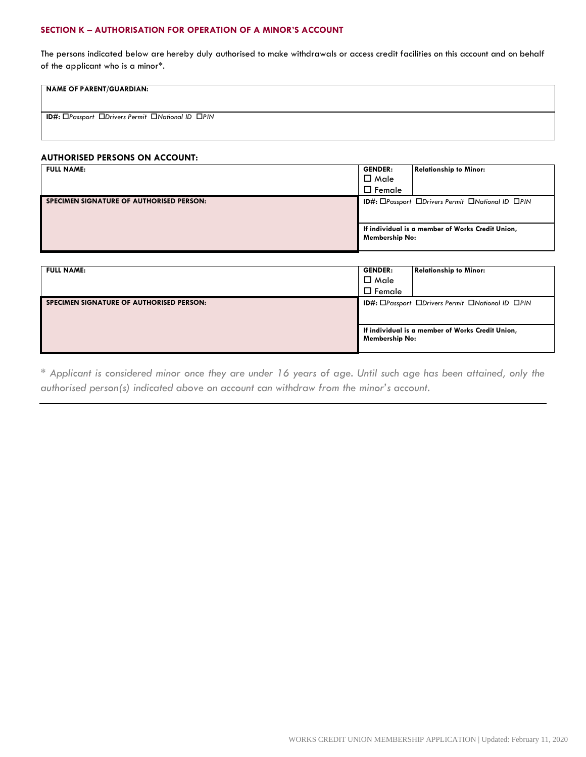### SECTION K – AUTHORISATION FOR OPERATION OF A MINOR'S ACCOUNT

The persons indicated below are hereby duly authorised to make withdrawals or access credit facilities on this account and on behalf of the applicant who is a minor*.

| |
|---|
| **NAME OF PARENT/GUARDIAN:** |
| **ID#:** ☐*Passport* ☐*Drivers Permit* ☐*National ID* ☐*PIN* |

**AUTHORISED PERSONS ON ACCOUNT:**

| | | |
|---|---|---|
| **FULL NAME:** | **GENDER:** ☐ Male ☐ Female | **Relationship to Minor:** |
| **SPECIMEN SIGNATURE OF AUTHORISED PERSON:** | **ID#:** ☐*Passport* ☐*Drivers Permit* ☐*National ID* ☐*PIN* | |
| | **If individual is a member of Works Credit Union, Membership No:** | |

| | | |
|---|---|---|
| **FULL NAME:** | **GENDER:** ☐ Male ☐ Female | **Relationship to Minor:** |
| **SPECIMEN SIGNATURE OF AUTHORISED PERSON:** | **ID#:** ☐*Passport* ☐*Drivers Permit* ☐*National ID* ☐*PIN* | |
| | **If individual is a member of Works Credit Union, Membership No:** | |

*\* Applicant is considered minor once they are under 16 years of age. Until such age has been attained, only the authorised person(s) indicated above on account can withdraw from the minor's account.*